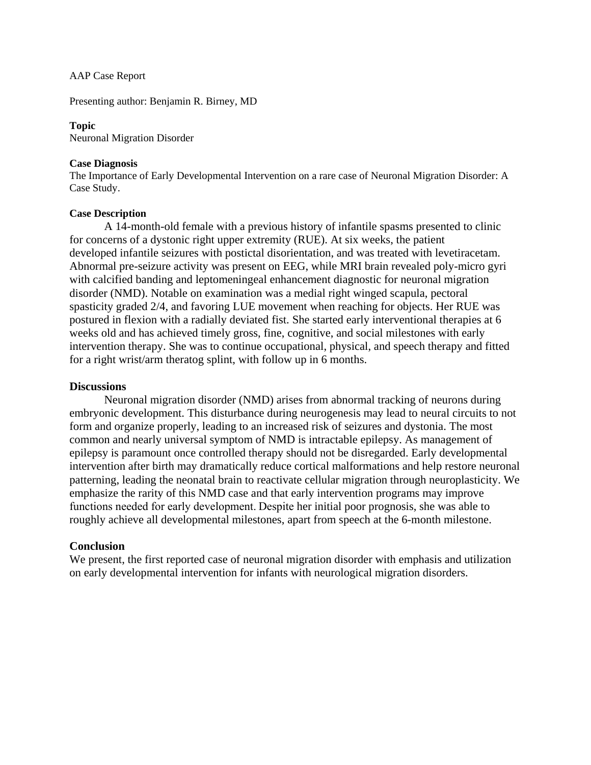AAP Case Report

Presenting author: Benjamin R. Birney, MD

**Topic**

Neuronal Migration Disorder

**Case Diagnosis**

The Importance of Early Developmental Intervention on a rare case of Neuronal Migration Disorder: A Case Study.

**Case Description**

A 14-month-old female with a previous history of infantile spasms presented to clinic for concerns of a dystonic right upper extremity (RUE). At six weeks, the patient developed infantile seizures with postictal disorientation, and was treated with levetiracetam. Abnormal pre-seizure activity was present on EEG, while MRI brain revealed poly-micro gyri with calcified banding and leptomeningeal enhancement diagnostic for neuronal migration disorder (NMD). Notable on examination was a medial right winged scapula, pectoral spasticity graded 2/4, and favoring LUE movement when reaching for objects. Her RUE was postured in flexion with a radially deviated fist. She started early interventional therapies at 6 weeks old and has achieved timely gross, fine, cognitive, and social milestones with early intervention therapy. She was to continue occupational, physical, and speech therapy and fitted for a right wrist/arm theratog splint, with follow up in 6 months.

## Discussions

Neuronal migration disorder (NMD) arises from abnormal tracking of neurons during embryonic development. This disturbance during neurogenesis may lead to neural circuits to not form and organize properly, leading to an increased risk of seizures and dystonia. The most common and nearly universal symptom of NMD is intractable epilepsy. As management of epilepsy is paramount once controlled therapy should not be disregarded. Early developmental intervention after birth may dramatically reduce cortical malformations and help restore neuronal patterning, leading the neonatal brain to reactivate cellular migration through neuroplasticity. We emphasize the rarity of this NMD case and that early intervention programs may improve functions needed for early development. Despite her initial poor prognosis, she was able to roughly achieve all developmental milestones, apart from speech at the 6-month milestone.

## Conclusion

We present, the first reported case of neuronal migration disorder with emphasis and utilization on early developmental intervention for infants with neurological migration disorders.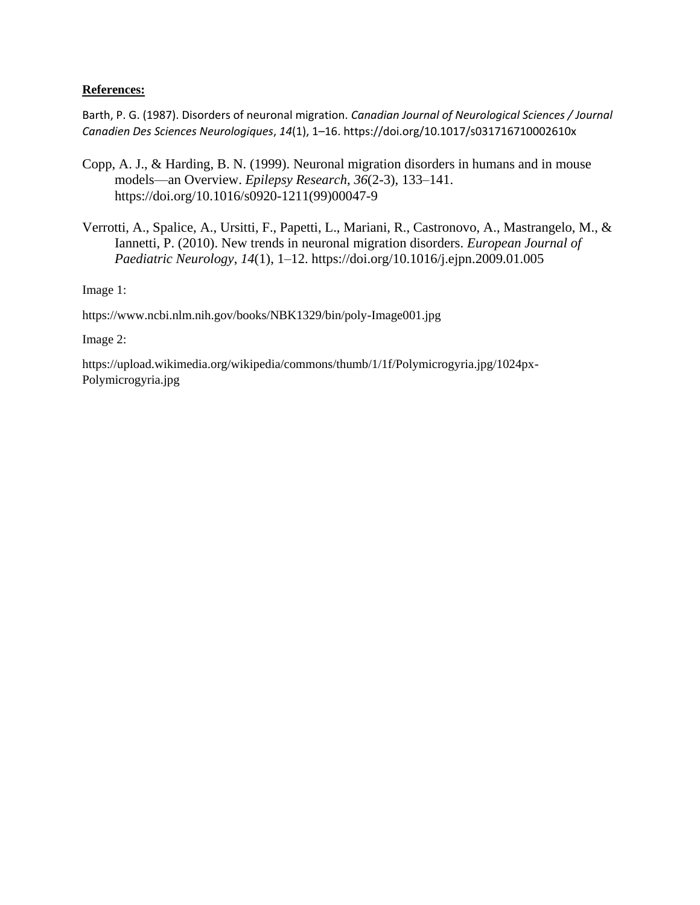**References:**

Barth, P. G. (1987). Disorders of neuronal migration. *Canadian Journal of Neurological Sciences / Journal Canadien Des Sciences Neurologiques*, *14*(1), 1–16. https://doi.org/10.1017/s031716710002610x

Copp, A. J., & Harding, B. N. (1999). Neuronal migration disorders in humans and in mouse models—an Overview. *Epilepsy Research*, *36*(2-3), 133–141. https://doi.org/10.1016/s0920-1211(99)00047-9

Verrotti, A., Spalice, A., Ursitti, F., Papetti, L., Mariani, R., Castronovo, A., Mastrangelo, M., & Iannetti, P. (2010). New trends in neuronal migration disorders. *European Journal of Paediatric Neurology*, *14*(1), 1–12. https://doi.org/10.1016/j.ejpn.2009.01.005

Image 1:

https://www.ncbi.nlm.nih.gov/books/NBK1329/bin/poly-Image001.jpg

Image 2:

https://upload.wikimedia.org/wikipedia/commons/thumb/1/1f/Polymicrogyria.jpg/1024px-Polymicrogyria.jpg